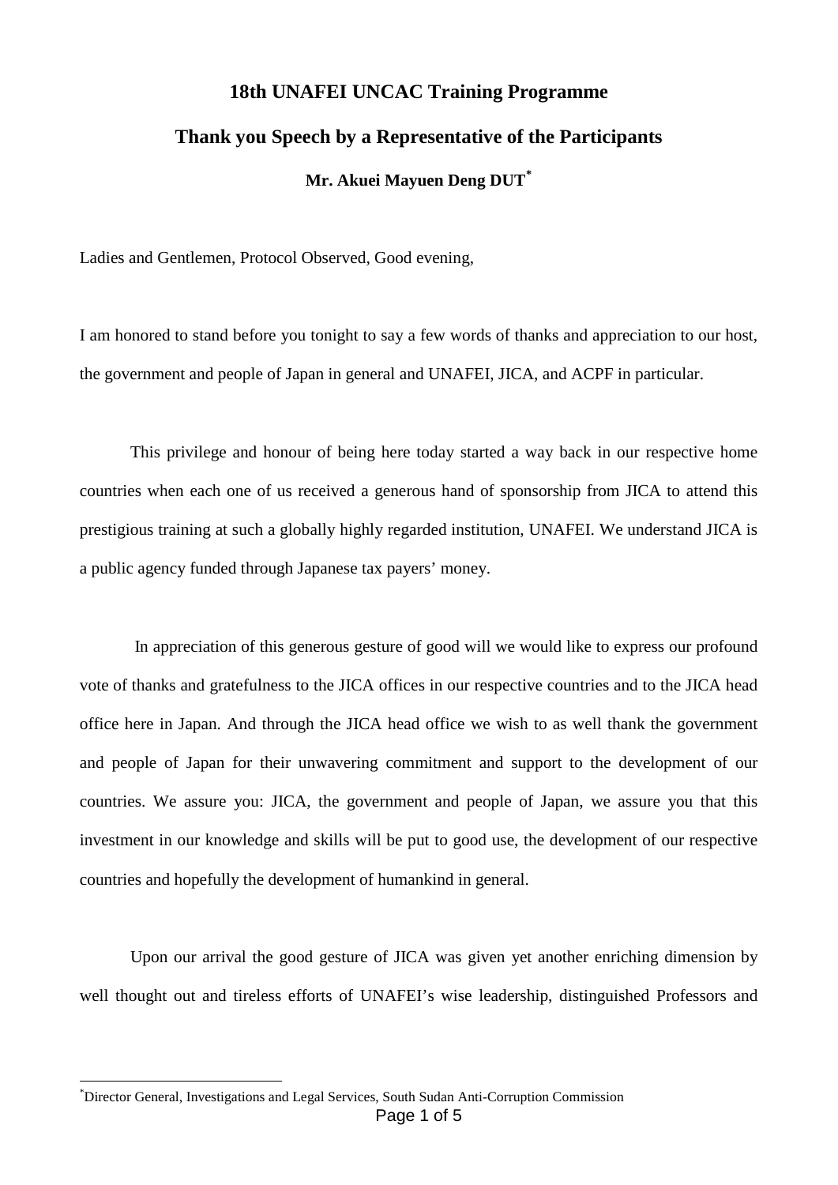# 18th UNAFEI UNCAC Training Programme

## Thank you Speech by a Representative of the Participants

### Mr. Akuei Mayuen Deng DUT[*]

Ladies and Gentlemen, Protocol Observed, Good evening,

I am honored to stand before you tonight to say a few words of thanks and appreciation to our host, the government and people of Japan in general and UNAFEI, JICA, and ACPF in particular.

This privilege and honour of being here today started a way back in our respective home countries when each one of us received a generous hand of sponsorship from JICA to attend this prestigious training at such a globally highly regarded institution, UNAFEI. We understand JICA is a public agency funded through Japanese tax payers' money.

In appreciation of this generous gesture of good will we would like to express our profound vote of thanks and gratefulness to the JICA offices in our respective countries and to the JICA head office here in Japan. And through the JICA head office we wish to as well thank the government and people of Japan for their unwavering commitment and support to the development of our countries. We assure you: JICA, the government and people of Japan, we assure you that this investment in our knowledge and skills will be put to good use, the development of our respective countries and hopefully the development of humankind in general.

Upon our arrival the good gesture of JICA was given yet another enriching dimension by well thought out and tireless efforts of UNAFEI's wise leadership, distinguished Professors and

[*] Director General, Investigations and Legal Services, South Sudan Anti-Corruption Commission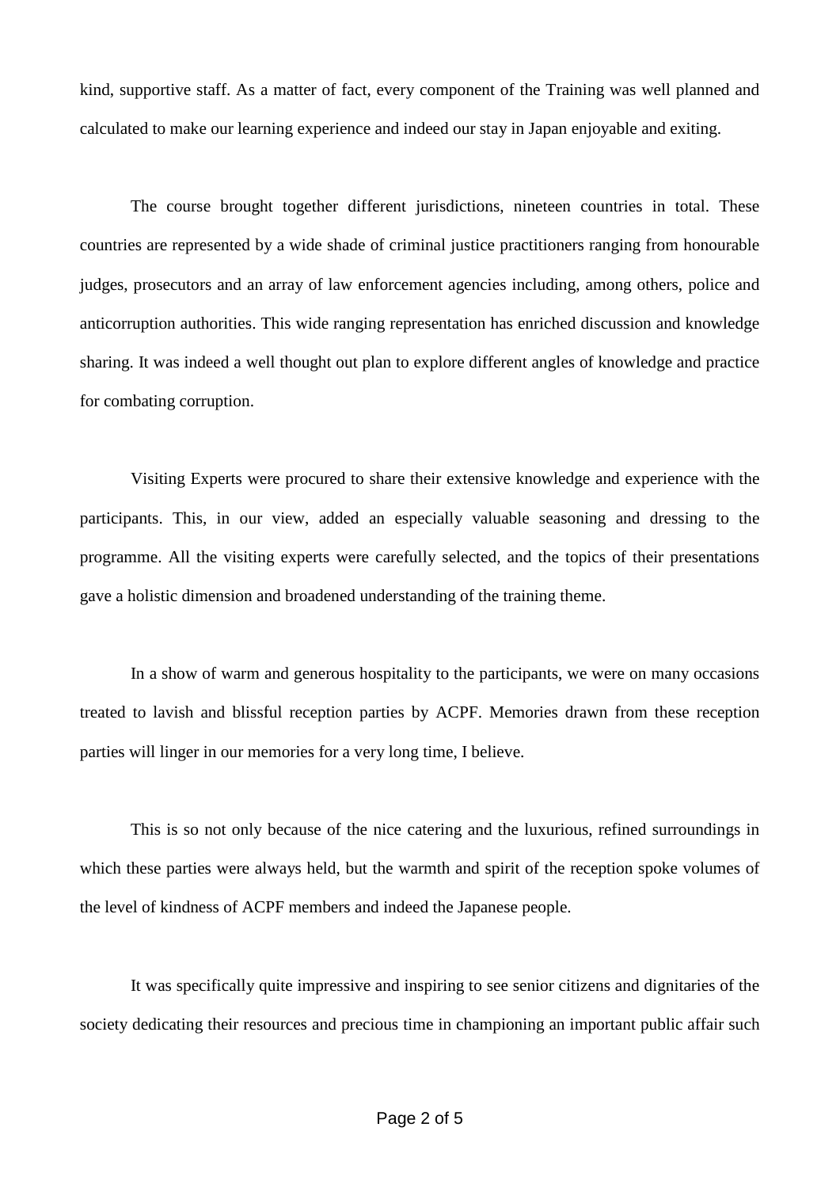kind, supportive staff. As a matter of fact, every component of the Training was well planned and calculated to make our learning experience and indeed our stay in Japan enjoyable and exiting.

The course brought together different jurisdictions, nineteen countries in total. These countries are represented by a wide shade of criminal justice practitioners ranging from honourable judges, prosecutors and an array of law enforcement agencies including, among others, police and anticorruption authorities. This wide ranging representation has enriched discussion and knowledge sharing. It was indeed a well thought out plan to explore different angles of knowledge and practice for combating corruption.

Visiting Experts were procured to share their extensive knowledge and experience with the participants. This, in our view, added an especially valuable seasoning and dressing to the programme. All the visiting experts were carefully selected, and the topics of their presentations gave a holistic dimension and broadened understanding of the training theme.

In a show of warm and generous hospitality to the participants, we were on many occasions treated to lavish and blissful reception parties by ACPF. Memories drawn from these reception parties will linger in our memories for a very long time, I believe.

This is so not only because of the nice catering and the luxurious, refined surroundings in which these parties were always held, but the warmth and spirit of the reception spoke volumes of the level of kindness of ACPF members and indeed the Japanese people.

It was specifically quite impressive and inspiring to see senior citizens and dignitaries of the society dedicating their resources and precious time in championing an important public affair such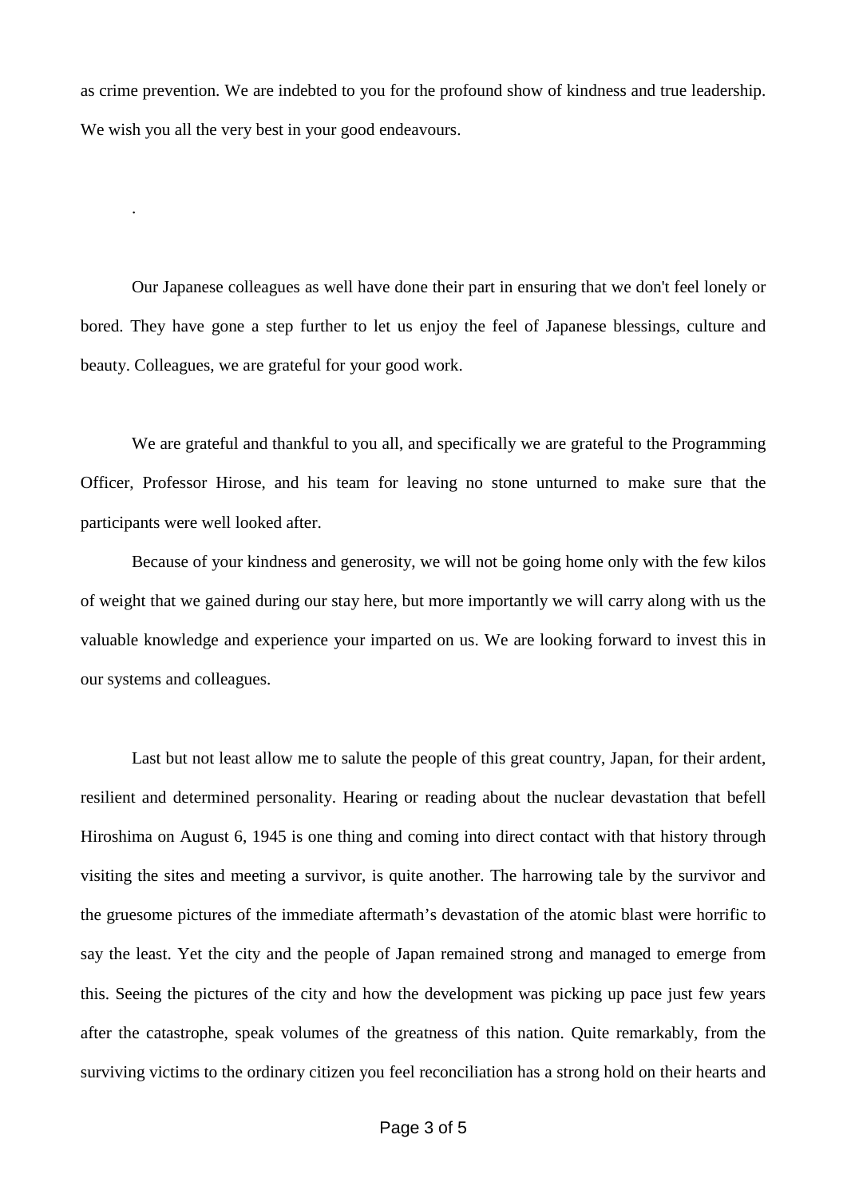as crime prevention. We are indebted to you for the profound show of kindness and true leadership. We wish you all the very best in your good endeavours.

.

Our Japanese colleagues as well have done their part in ensuring that we don't feel lonely or bored. They have gone a step further to let us enjoy the feel of Japanese blessings, culture and beauty. Colleagues, we are grateful for your good work.

We are grateful and thankful to you all, and specifically we are grateful to the Programming Officer, Professor Hirose, and his team for leaving no stone unturned to make sure that the participants were well looked after.

Because of your kindness and generosity, we will not be going home only with the few kilos of weight that we gained during our stay here, but more importantly we will carry along with us the valuable knowledge and experience your imparted on us. We are looking forward to invest this in our systems and colleagues.

Last but not least allow me to salute the people of this great country, Japan, for their ardent, resilient and determined personality. Hearing or reading about the nuclear devastation that befell Hiroshima on August 6, 1945 is one thing and coming into direct contact with that history through visiting the sites and meeting a survivor, is quite another. The harrowing tale by the survivor and the gruesome pictures of the immediate aftermath's devastation of the atomic blast were horrific to say the least. Yet the city and the people of Japan remained strong and managed to emerge from this. Seeing the pictures of the city and how the development was picking up pace just few years after the catastrophe, speak volumes of the greatness of this nation. Quite remarkably, from the surviving victims to the ordinary citizen you feel reconciliation has a strong hold on their hearts and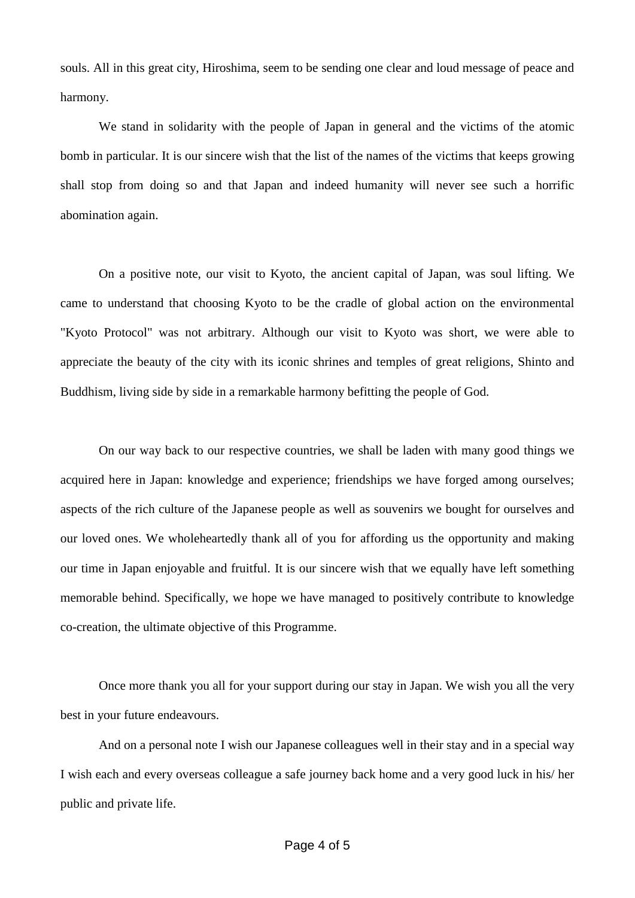souls. All in this great city, Hiroshima, seem to be sending one clear and loud message of peace and harmony.

We stand in solidarity with the people of Japan in general and the victims of the atomic bomb in particular. It is our sincere wish that the list of the names of the victims that keeps growing shall stop from doing so and that Japan and indeed humanity will never see such a horrific abomination again.

On a positive note, our visit to Kyoto, the ancient capital of Japan, was soul lifting. We came to understand that choosing Kyoto to be the cradle of global action on the environmental "Kyoto Protocol" was not arbitrary. Although our visit to Kyoto was short, we were able to appreciate the beauty of the city with its iconic shrines and temples of great religions, Shinto and Buddhism, living side by side in a remarkable harmony befitting the people of God.

On our way back to our respective countries, we shall be laden with many good things we acquired here in Japan: knowledge and experience; friendships we have forged among ourselves; aspects of the rich culture of the Japanese people as well as souvenirs we bought for ourselves and our loved ones. We wholeheartedly thank all of you for affording us the opportunity and making our time in Japan enjoyable and fruitful. It is our sincere wish that we equally have left something memorable behind. Specifically, we hope we have managed to positively contribute to knowledge co-creation, the ultimate objective of this Programme.

Once more thank you all for your support during our stay in Japan. We wish you all the very best in your future endeavours.

And on a personal note I wish our Japanese colleagues well in their stay and in a special way I wish each and every overseas colleague a safe journey back home and a very good luck in his/ her public and private life.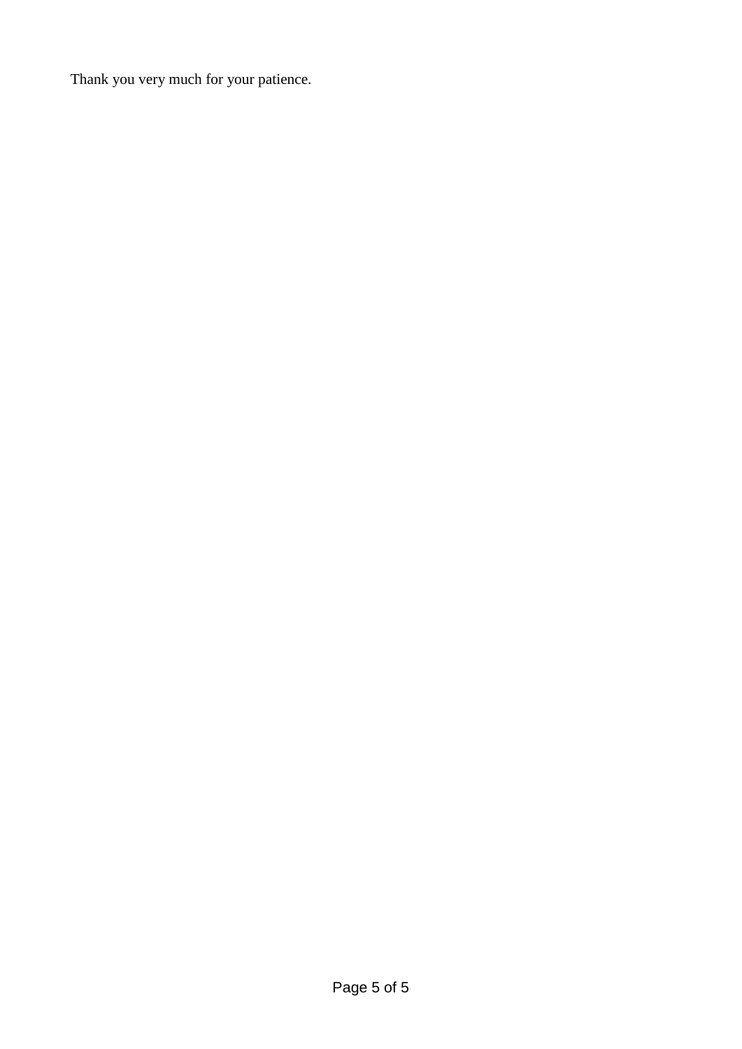Thank you very much for your patience.